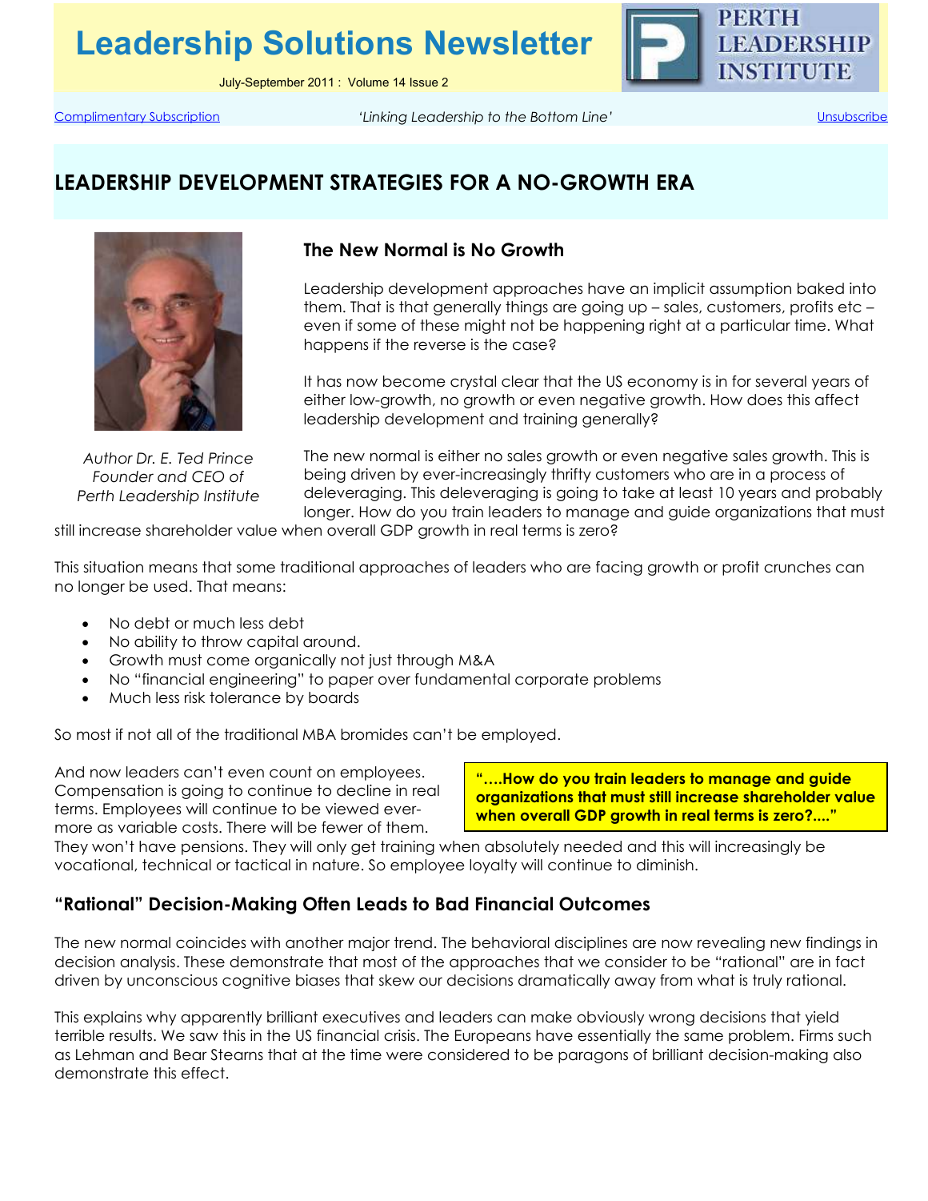# Leadership Solutions Newsletter

July-September 2011 : Volume 14 Issue 2

PERTH LEADERSHIP INSTITUTE

Complimentary Subscription — *'Linking Leadership to the Bottom Line'* — Unsubscribe

## LEADERSHIP DEVELOPMENT STRATEGIES FOR A NO-GROWTH ERA

*Author Dr. E. Ted Prince Founder and CEO of Perth Leadership Institute*

### The New Normal is No Growth

Leadership development approaches have an implicit assumption baked into them. That is that generally things are going up – sales, customers, profits etc – even if some of these might not be happening right at a particular time. What happens if the reverse is the case?

It has now become crystal clear that the US economy is in for several years of either low-growth, no growth or even negative growth. How does this affect leadership development and training generally?

The new normal is either no sales growth or even negative sales growth. This is being driven by ever-increasingly thrifty customers who are in a process of deleveraging. This deleveraging is going to take at least 10 years and probably longer. How do you train leaders to manage and guide organizations that must still increase shareholder value when overall GDP growth in real terms is zero?

This situation means that some traditional approaches of leaders who are facing growth or profit crunches can no longer be used. That means:

- No debt or much less debt
- No ability to throw capital around.
- Growth must come organically not just through M&A
- No "financial engineering" to paper over fundamental corporate problems
- Much less risk tolerance by boards

So most if not all of the traditional MBA bromides can't be employed.

> **"….How do you train leaders to manage and guide organizations that must still increase shareholder value when overall GDP growth in real terms is zero?…."**

And now leaders can't even count on employees. Compensation is going to continue to decline in real terms. Employees will continue to be viewed ever-more as variable costs. There will be fewer of them. They won't have pensions. They will only get training when absolutely needed and this will increasingly be vocational, technical or tactical in nature. So employee loyalty will continue to diminish.

### "Rational" Decision-Making Often Leads to Bad Financial Outcomes

The new normal coincides with another major trend. The behavioral disciplines are now revealing new findings in decision analysis. These demonstrate that most of the approaches that we consider to be "rational" are in fact driven by unconscious cognitive biases that skew our decisions dramatically away from what is truly rational.

This explains why apparently brilliant executives and leaders can make obviously wrong decisions that yield terrible results. We saw this in the US financial crisis. The Europeans have essentially the same problem. Firms such as Lehman and Bear Stearns that at the time were considered to be paragons of brilliant decision-making also demonstrate this effect.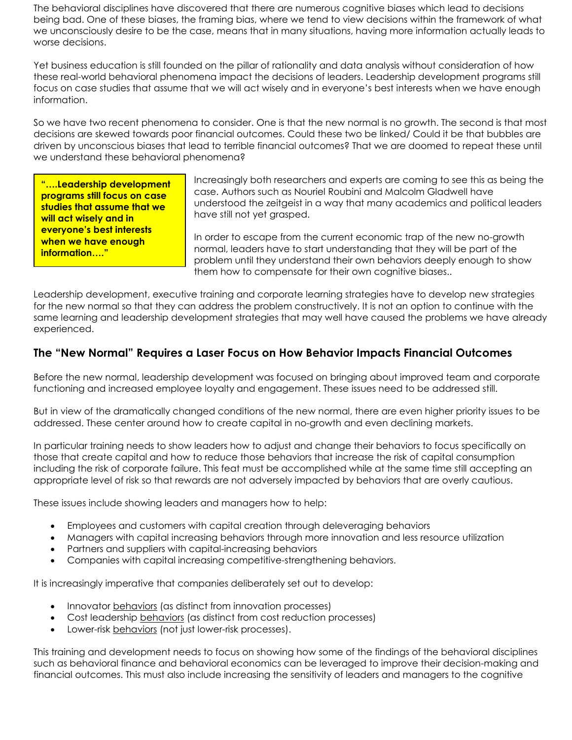The behavioral disciplines have discovered that there are numerous cognitive biases which lead to decisions being bad. One of these biases, the framing bias, where we tend to view decisions within the framework of what we unconsciously desire to be the case, means that in many situations, having more information actually leads to worse decisions.

Yet business education is still founded on the pillar of rationality and data analysis without consideration of how these real-world behavioral phenomena impact the decisions of leaders. Leadership development programs still focus on case studies that assume that we will act wisely and in everyone's best interests when we have enough information.

So we have two recent phenomena to consider. One is that the new normal is no growth. The second is that most decisions are skewed towards poor financial outcomes. Could these two be linked/ Could it be that bubbles are driven by unconscious biases that lead to terrible financial outcomes? That we are doomed to repeat these until we understand these behavioral phenomena?

> **"….Leadership development programs still focus on case studies that assume that we will act wisely and in everyone's best interests when we have enough information…."**

Increasingly both researchers and experts are coming to see this as being the case. Authors such as Nouriel Roubini and Malcolm Gladwell have understood the zeitgeist in a way that many academics and political leaders have still not yet grasped.

In order to escape from the current economic trap of the new no-growth normal, leaders have to start understanding that they will be part of the problem until they understand their own behaviors deeply enough to show them how to compensate for their own cognitive biases..

Leadership development, executive training and corporate learning strategies have to develop new strategies for the new normal so that they can address the problem constructively. It is not an option to continue with the same learning and leadership development strategies that may well have caused the problems we have already experienced.

## The "New Normal" Requires a Laser Focus on How Behavior Impacts Financial Outcomes

Before the new normal, leadership development was focused on bringing about improved team and corporate functioning and increased employee loyalty and engagement. These issues need to be addressed still.

But in view of the dramatically changed conditions of the new normal, there are even higher priority issues to be addressed. These center around how to create capital in no-growth and even declining markets.

In particular training needs to show leaders how to adjust and change their behaviors to focus specifically on those that create capital and how to reduce those behaviors that increase the risk of capital consumption including the risk of corporate failure. This feat must be accomplished while at the same time still accepting an appropriate level of risk so that rewards are not adversely impacted by behaviors that are overly cautious.

These issues include showing leaders and managers how to help:

- Employees and customers with capital creation through deleveraging behaviors
- Managers with capital increasing behaviors through more innovation and less resource utilization
- Partners and suppliers with capital-increasing behaviors
- Companies with capital increasing competitive-strengthening behaviors.

It is increasingly imperative that companies deliberately set out to develop:

- Innovator behaviors (as distinct from innovation processes)
- Cost leadership behaviors (as distinct from cost reduction processes)
- Lower-risk behaviors (not just lower-risk processes).

This training and development needs to focus on showing how some of the findings of the behavioral disciplines such as behavioral finance and behavioral economics can be leveraged to improve their decision-making and financial outcomes. This must also include increasing the sensitivity of leaders and managers to the cognitive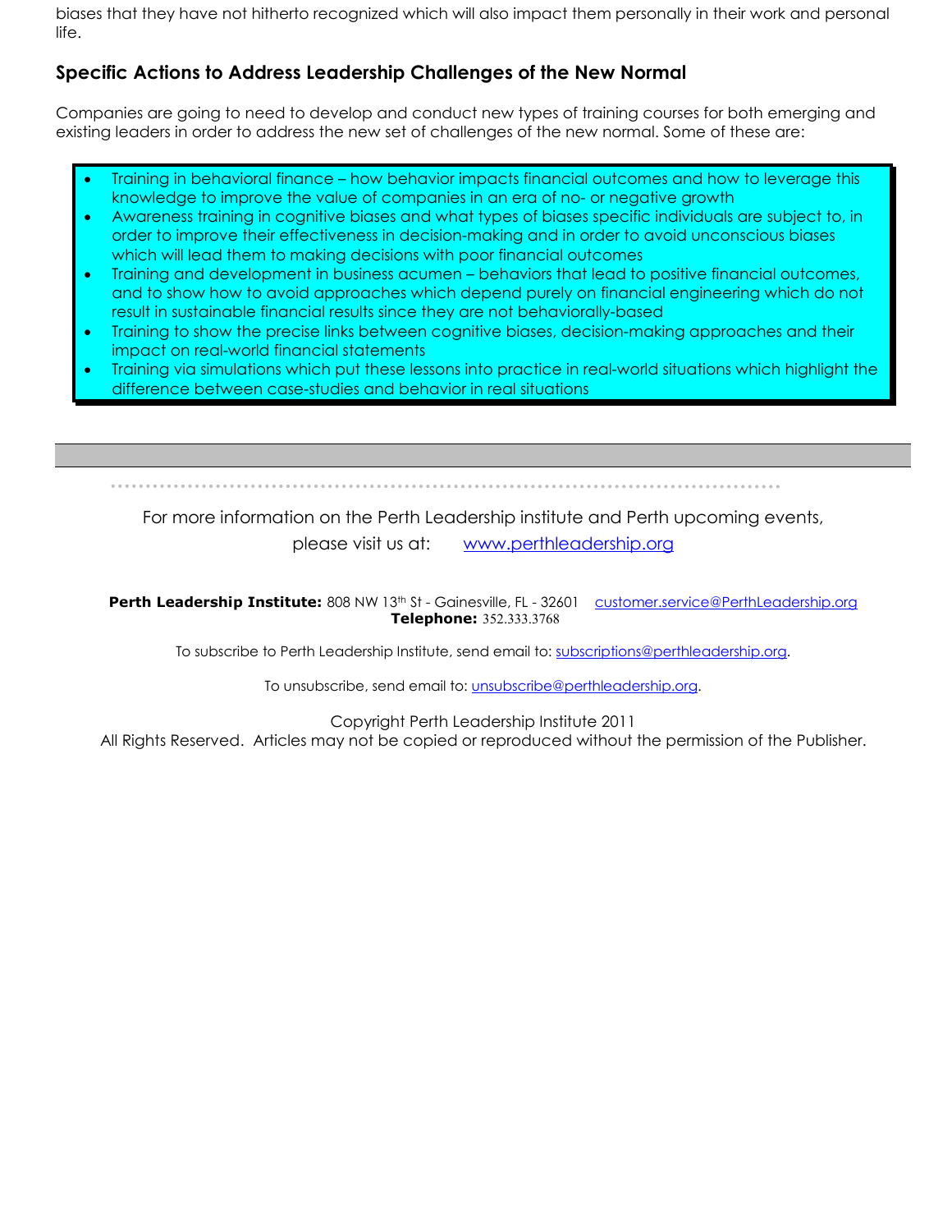biases that they have not hitherto recognized which will also impact them personally in their work and personal life.

## Specific Actions to Address Leadership Challenges of the New Normal

Companies are going to need to develop and conduct new types of training courses for both emerging and existing leaders in order to address the new set of challenges of the new normal. Some of these are:

- Training in behavioral finance – how behavior impacts financial outcomes and how to leverage this knowledge to improve the value of companies in an era of no- or negative growth
- Awareness training in cognitive biases and what types of biases specific individuals are subject to, in order to improve their effectiveness in decision-making and in order to avoid unconscious biases which will lead them to making decisions with poor financial outcomes
- Training and development in business acumen – behaviors that lead to positive financial outcomes, and to show how to avoid approaches which depend purely on financial engineering which do not result in sustainable financial results since they are not behaviorally-based
- Training to show the precise links between cognitive biases, decision-making approaches and their impact on real-world financial statements
- Training via simulations which put these lessons into practice in real-world situations which highlight the difference between case-studies and behavior in real situations

---

For more information on the Perth Leadership institute and Perth upcoming events, please visit us at: [www.perthleadership.org](http://www.perthleadership.org)

**Perth Leadership Institute:** 808 NW 13th St - Gainesville, FL - 32601 customer.service@PerthLeadership.org
**Telephone:** 352.333.3768

To subscribe to Perth Leadership Institute, send email to: subscriptions@perthleadership.org.

To unsubscribe, send email to: unsubscribe@perthleadership.org.

Copyright Perth Leadership Institute 2011
All Rights Reserved. Articles may not be copied or reproduced without the permission of the Publisher.